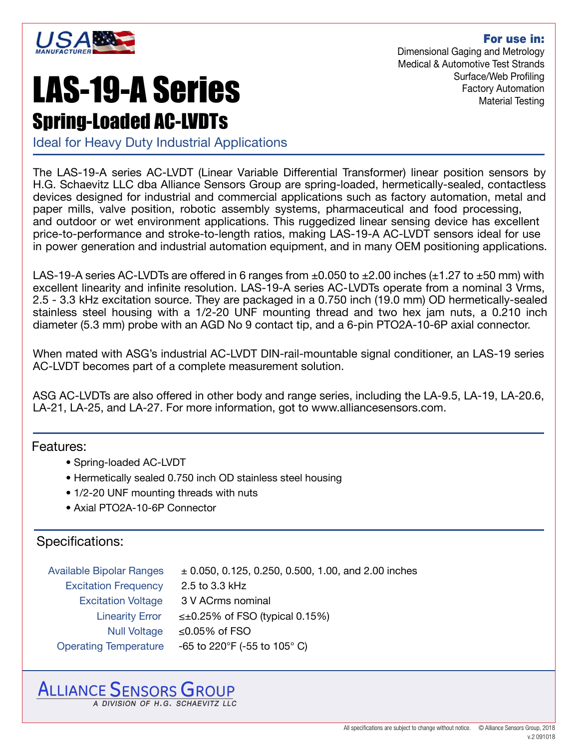USA MANUFACTURER

**For use in:**
Dimensional Gaging and Metrology
Medical & Automotive Test Strands
Surface/Web Profiling
Factory Automation
Material Testing

# LAS-19-A Series

## Spring-Loaded AC-LVDTs

Ideal for Heavy Duty Industrial Applications

The LAS-19-A series AC-LVDT (Linear Variable Differential Transformer) linear position sensors by H.G. Schaevitz LLC dba Alliance Sensors Group are spring-loaded, hermetically-sealed, contactless devices designed for industrial and commercial applications such as factory automation, metal and paper mills, valve position, robotic assembly systems, pharmaceutical and food processing, and outdoor or wet environment applications. This ruggedized linear sensing device has excellent price-to-performance and stroke-to-length ratios, making LAS-19-A AC-LVDT sensors ideal for use in power generation and industrial automation equipment, and in many OEM positioning applications.

LAS-19-A series AC-LVDTs are offered in 6 ranges from ±0.050 to ±2.00 inches (±1.27 to ±50 mm) with excellent linearity and infinite resolution. LAS-19-A series AC-LVDTs operate from a nominal 3 Vrms, 2.5 - 3.3 kHz excitation source. They are packaged in a 0.750 inch (19.0 mm) OD hermetically-sealed stainless steel housing with a 1/2-20 UNF mounting thread and two hex jam nuts, a 0.210 inch diameter (5.3 mm) probe with an AGD No 9 contact tip, and a 6-pin PTO2A-10-6P axial connector.

When mated with ASG's industrial AC-LVDT DIN-rail-mountable signal conditioner, an LAS-19 series AC-LVDT becomes part of a complete measurement solution.

ASG AC-LVDTs are also offered in other body and range series, including the LA-9.5, LA-19, LA-20.6, LA-21, LA-25, and LA-27. For more information, got to www.alliancesensors.com.

### Features:

- Spring-loaded AC-LVDT
- Hermetically sealed 0.750 inch OD stainless steel housing
- 1/2-20 UNF mounting threads with nuts
- Axial PTO2A-10-6P Connector

### Specifications:

| | |
|---|---|
| Available Bipolar Ranges | ± 0.050, 0.125, 0.250, 0.500, 1.00, and 2.00 inches |
| Excitation Frequency | 2.5 to 3.3 kHz |
| Excitation Voltage | 3 V ACrms nominal |
| Linearity Error | ≤±0.25% of FSO (typical 0.15%) |
| Null Voltage | ≤0.05% of FSO |
| Operating Temperature | -65 to 220°F (-55 to 105° C) |

ALLIANCE SENSORS GROUP
A DIVISION OF H.G. SCHAEVITZ LLC

All specifications are subject to change without notice. © Alliance Sensors Group, 2018
v.2 091018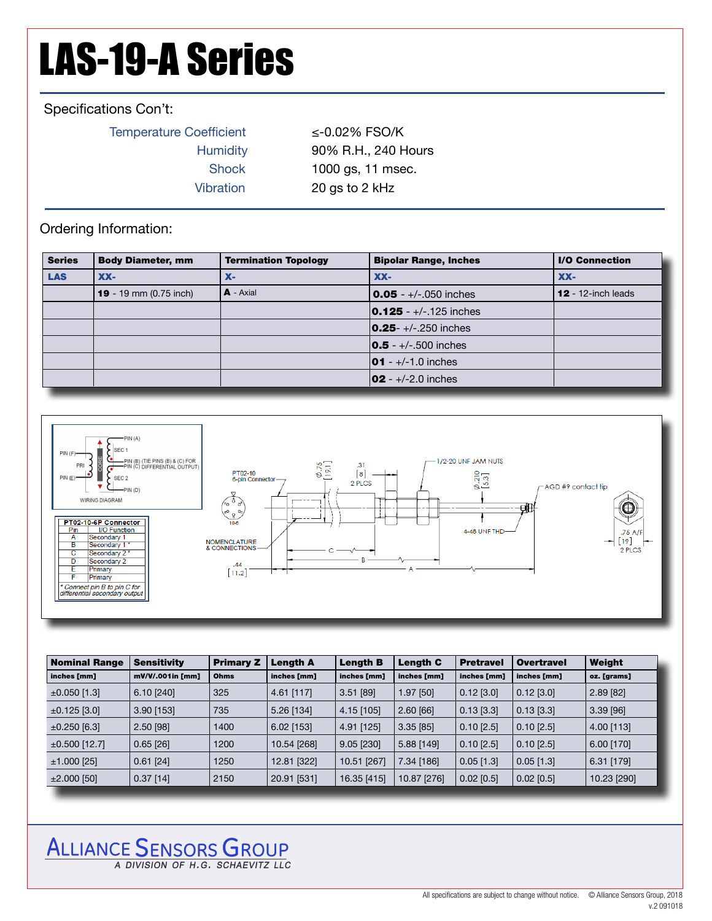# LAS-19-A Series

## Specifications Con't:

| | |
|---|---|
| Temperature Coefficient | ≤-0.02% FSO/K |
| Humidity | 90% R.H., 240 Hours |
| Shock | 1000 gs, 11 msec. |
| Vibration | 20 gs to 2 kHz |

## Ordering Information:

| Series | Body Diameter, mm | Termination Topology | Bipolar Range, Inches | I/O Connection |
|---|---|---|---|---|
| **LAS** | **XX-** | **X-** | **XX-** | **XX-** |
| | **19** - 19 mm (0.75 inch) | **A** - Axial | **0.05** - +/-.050 inches | **12** - 12-inch leads |
| | | | **0.125** - +/-.125 inches | |
| | | | **0.25**- +/-.250 inches | |
| | | | **0.5** - +/-.500 inches | |
| | | | **01** - +/-1.0 inches | |
| | | | **02** - +/-2.0 inches | |

PIN (A)
SEC 1
PIN (F)
PRI
CORE
PIN (B) (TIE PINS (B) & (C) FOR
PIN (C) DIFFERENTIAL OUTPUT)
PIN (E)
SEC 2
PIN (D)
WIRING DIAGRAM

| PT02-10-6P Connector | |
|---|---|
| Pin | I/O Function |
| A | Secondary 1 |
| B | Secondary 1 * |
| C | Secondary 2 * |
| D | Secondary 2 |
| E | Primary |
| F | Primary |

* Connect pin B to pin C for differential secondary output

PT02-10
6-pin Connector
10-6
Ø.75 [19.1]
.31 [8]
2 PLCS
1/2-20 UNF JAM NUTS
Ø.210 [5.3]
AGD #9 contact tip
4-48 UNF THD
NOMENCLATURE & CONNECTIONS
C
B
A
.44 [11.2]
.75 A/F [19]
2 PLCS

| Nominal Range | Sensitivity | Primary Z | Length A | Length B | Length C | Pretravel | Overtravel | Weight |
|---|---|---|---|---|---|---|---|---|
| inches [mm] | mV/V/.001in [mm] | Ohms | inches [mm] | inches [mm] | inches [mm] | inches [mm] | inches [mm] | oz. [grams] |
| ±0.050 [1.3] | 6.10 [240] | 325 | 4.61 [117] | 3.51 [89] | 1.97 [50] | 0.12 [3.0] | 0.12 [3.0] | 2.89 [82] |
| ±0.125 [3.0] | 3.90 [153] | 735 | 5.26 [134] | 4.15 [105] | 2.60 [66] | 0.13 [3.3] | 0.13 [3.3] | 3.39 [96] |
| ±0.250 [6.3] | 2.50 [98] | 1400 | 6.02 [153] | 4.91 [125] | 3.35 [85] | 0.10 [2.5] | 0.10 [2.5] | 4.00 [113] |
| ±0.500 [12.7] | 0.65 [26] | 1200 | 10.54 [268] | 9.05 [230] | 5.88 [149] | 0.10 [2.5] | 0.10 [2.5] | 6.00 [170] |
| ±1.000 [25] | 0.61 [24] | 1250 | 12.81 [322] | 10.51 [267] | 7.34 [186] | 0.05 [1.3] | 0.05 [1.3] | 6.31 [179] |
| ±2.000 [50] | 0.37 [14] | 2150 | 20.91 [531] | 16.35 [415] | 10.87 [276] | 0.02 [0.5] | 0.02 [0.5] | 10.23 [290] |

ALLIANCE SENSORS GROUP
A DIVISION OF H.G. SCHAEVITZ LLC

All specifications are subject to change without notice. © Alliance Sensors Group, 2018
v.2 091018